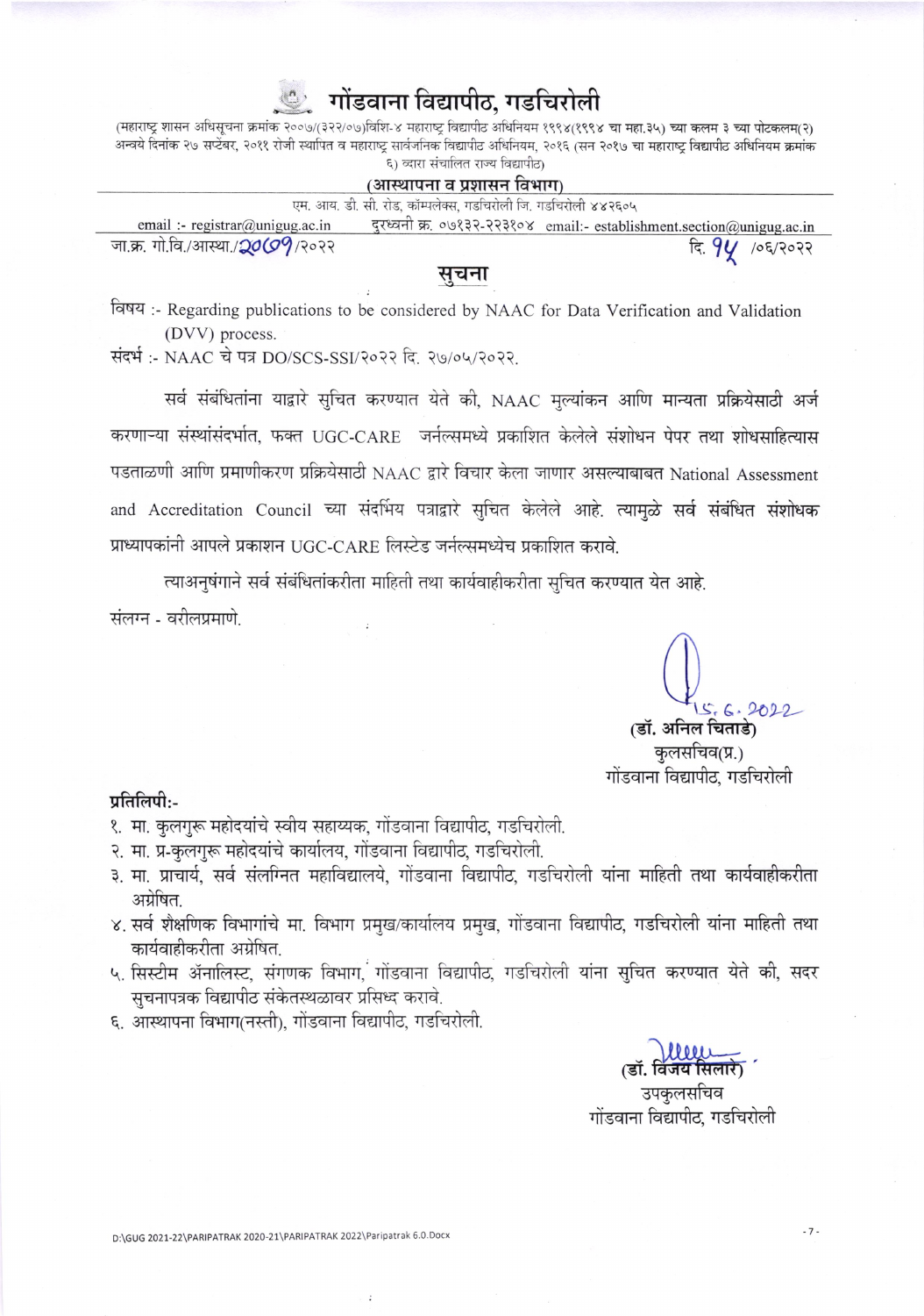# गोंडवाना विद्यापीठ, गडचिरोली

(महाराष्ट्र शासन अधिसूचना क्रमांक २००७/(३२२/०७)विशि-४ महाराष्ट्र विद्यापीठ अधिनियम १९९४(१९९४ चा महा.३५) च्या कलम ३ च्या पोटकलम(२) अन्वये दिनांक २७ सप्टेंबर, २०११ रोजी स्थापित व महाराष्ट्र सार्वजनिक विद्यापीठ अधिनियम, २०१६ (सन २०१७ चा महाराष्ट्र विद्यापीठ अधिनियम क्रमांक ६) व्दारा संचालित राज्य विद्यापीठ)

**(आस्थापना व प्रशासन विभाग)**

एम. आय. डी. सी. रोड, कॉम्पलेक्स, गडचिरोली जि. गडचिरोली ४४२६०५

email :- registrar@unigug.ac.in दुरध्वनी क्र. ०७१३२-२२३१०४ email:- establishment.section@unigug.ac.in

जा.क्र. गो.वि./आस्था./२०७९/२०२२ दि. १५ /०६/२०२२

## सुचना

विषय :- Regarding publications to be considered by NAAC for Data Verification and Validation (DVV) process.

संदर्भ :- NAAC चे पत्र DO/SCS-SSI/२०२२ दि. २७/०५/२०२२.

सर्व संबंधितांना याद्वारे सुचित करण्यात येते की, NAAC मुल्यांकन आणि मान्यता प्रक्रियेसाठी अर्ज करणाऱ्या संस्थांसंदर्भात, फक्त UGC-CARE जर्नल्समध्ये प्रकाशित केलेले संशोधन पेपर तथा शोधसाहित्यास पडताळणी आणि प्रमाणीकरण प्रक्रियेसाठी NAAC द्वारे विचार केला जाणार असल्याबाबत National Assessment and Accreditation Council च्या संदर्भिय पत्राद्वारे सुचित केलेले आहे. त्यामुळे सर्व संबंधित संशोधक प्राध्यापकांनी आपले प्रकाशन UGC-CARE लिस्टेड जर्नल्समध्येच प्रकाशित करावे.

त्याअनुषंगाने सर्व संबंधितांकरीता माहिती तथा कार्यवाहीकरीता सुचित करण्यात येत आहे.

संलग्न - वरीलप्रमाणे.

15.6.2022

(डॉ. अनिल चिताडे)
कुलसचिव(प्र.)
गोंडवाना विद्यापीठ, गडचिरोली

**प्रतिलिपी:-**

१. मा. कुलगुरू महोदयांचे स्वीय सहाय्यक, गोंडवाना विद्यापीठ, गडचिरोली.
२. मा. प्र-कुलगुरू महोदयांचे कार्यालय, गोंडवाना विद्यापीठ, गडचिरोली.
३. मा. प्राचार्य, सर्व संलग्नित महाविद्यालये, गोंडवाना विद्यापीठ, गडचिरोली यांना माहिती तथा कार्यवाहीकरीता अग्रेषित.
४. सर्व शैक्षणिक विभागांचे मा. विभाग प्रमुख/कार्यालय प्रमुख, गोंडवाना विद्यापीठ, गडचिरोली यांना माहिती तथा कार्यवाहीकरीता अग्रेषित.
५. सिस्टीम ॲनालिस्ट, संगणक विभाग, गोंडवाना विद्यापीठ, गडचिरोली यांना सुचित करण्यात येते की, सदर सुचनापत्रक विद्यापीठ संकेतस्थळावर प्रसिध्द करावे.
६. आस्थापना विभाग(नस्ती), गोंडवाना विद्यापीठ, गडचिरोली.

(डॉ. विजय सिलारे)
उपकुलसचिव
गोंडवाना विद्यापीठ, गडचिरोली

D:\GUG 2021-22\PARIPATRAK 2020-21\PARIPATRAK 2022\Paripatrak 6.0.Docx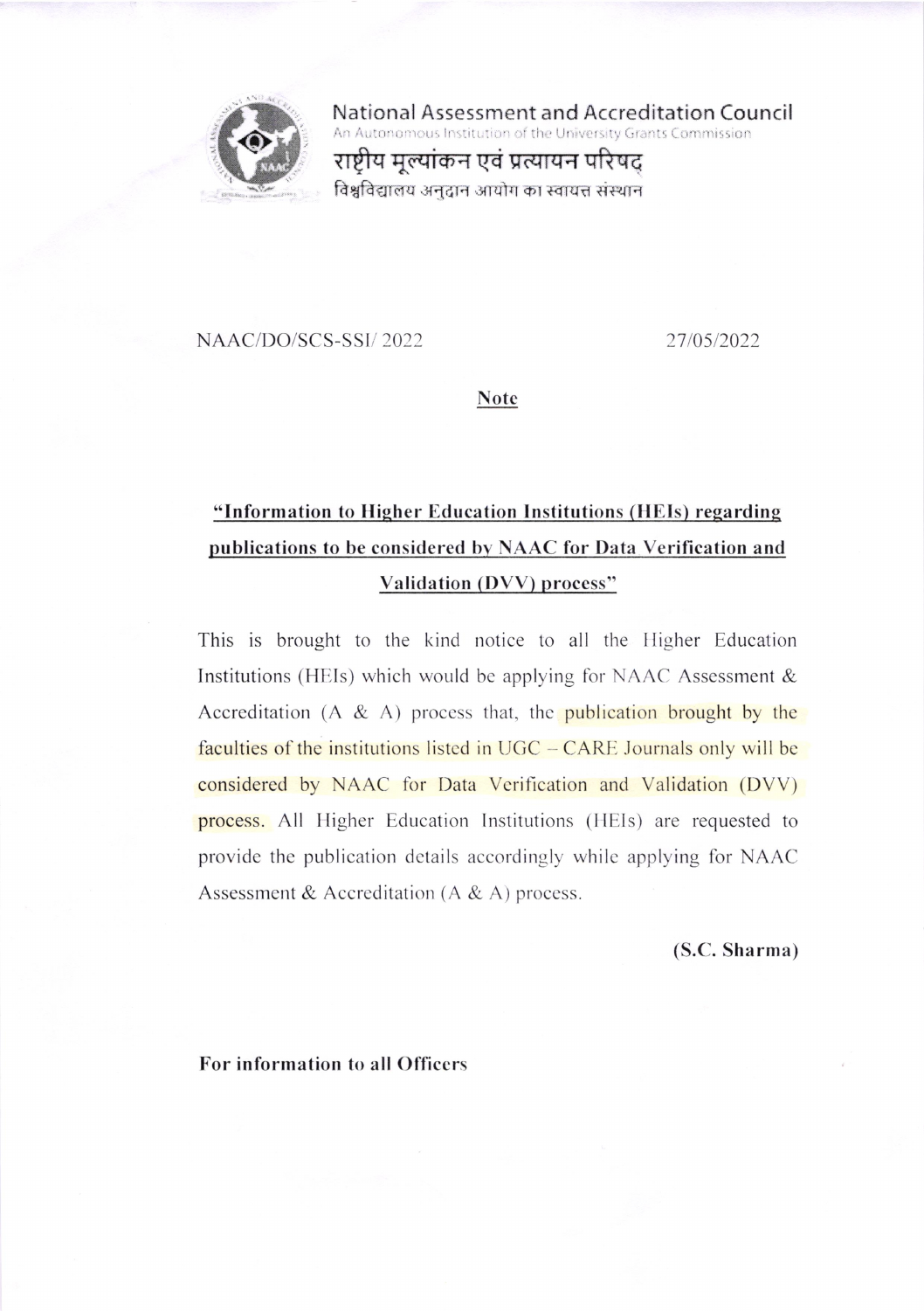**National Assessment and Accreditation Council**
An Autonomous Institution of the University Grants Commission

**राष्ट्रीय मूल्यांकन एवं प्रत्यायन परिषद्**
विश्वविद्यालय अनुदान आयोग का स्वायत्त संस्थान

NAAC/DO/SCS-SSI/ 2022 27/05/2022

**Note**

**"Information to Higher Education Institutions (HEIs) regarding publications to be considered by NAAC for Data Verification and Validation (DVV) process"**

This is brought to the kind notice to all the Higher Education Institutions (HEIs) which would be applying for NAAC Assessment & Accreditation (A & A) process that, the publication brought by the faculties of the institutions listed in UGC – CARE Journals only will be considered by NAAC for Data Verification and Validation (DVV) process. All Higher Education Institutions (HEIs) are requested to provide the publication details accordingly while applying for NAAC Assessment & Accreditation (A & A) process.

**(S.C. Sharma)**

**For information to all Officers**